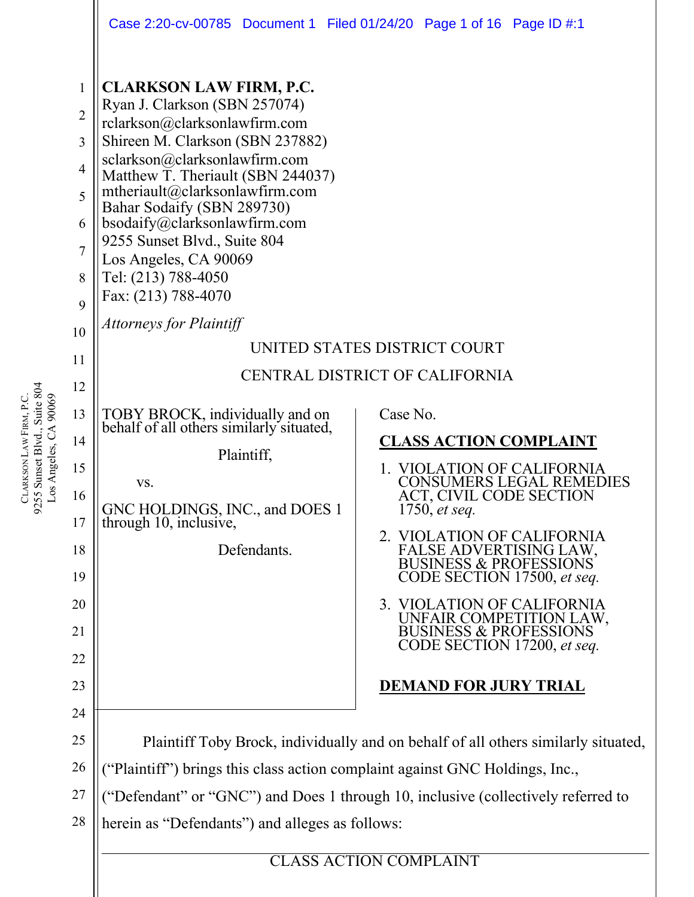**CLARKSON LAW FIRM, P.C.**
Ryan J. Clarkson (SBN 257074)
rclarkson@clarksonlawfirm.com
Shireen M. Clarkson (SBN 237882)
sclarkson@clarksonlawfirm.com
Matthew T. Theriault (SBN 244037)
mtheriault@clarksonlawfirm.com
Bahar Sodaify (SBN 289730)
bsodaify@clarksonlawfirm.com
9255 Sunset Blvd., Suite 804
Los Angeles, CA 90069
Tel: (213) 788-4050
Fax: (213) 788-4070

*Attorneys for Plaintiff*

UNITED STATES DISTRICT COURT

CENTRAL DISTRICT OF CALIFORNIA

TOBY BROCK, individually and on behalf of all others similarly situated,

Plaintiff,

vs.

GNC HOLDINGS, INC., and DOES 1 through 10, inclusive,

Defendants.

Case No.

**CLASS ACTION COMPLAINT**

1. VIOLATION OF CALIFORNIA CONSUMERS LEGAL REMEDIES ACT, CIVIL CODE SECTION 1750, *et seq.*
2. VIOLATION OF CALIFORNIA FALSE ADVERTISING LAW, BUSINESS & PROFESSIONS CODE SECTION 17500, *et seq.*
3. VIOLATION OF CALIFORNIA UNFAIR COMPETITION LAW, BUSINESS & PROFESSIONS CODE SECTION 17200, *et seq.*

**DEMAND FOR JURY TRIAL**

Plaintiff Toby Brock, individually and on behalf of all others similarly situated, ("Plaintiff") brings this class action complaint against GNC Holdings, Inc., ("Defendant" or "GNC") and Does 1 through 10, inclusive (collectively referred to herein as "Defendants") and alleges as follows: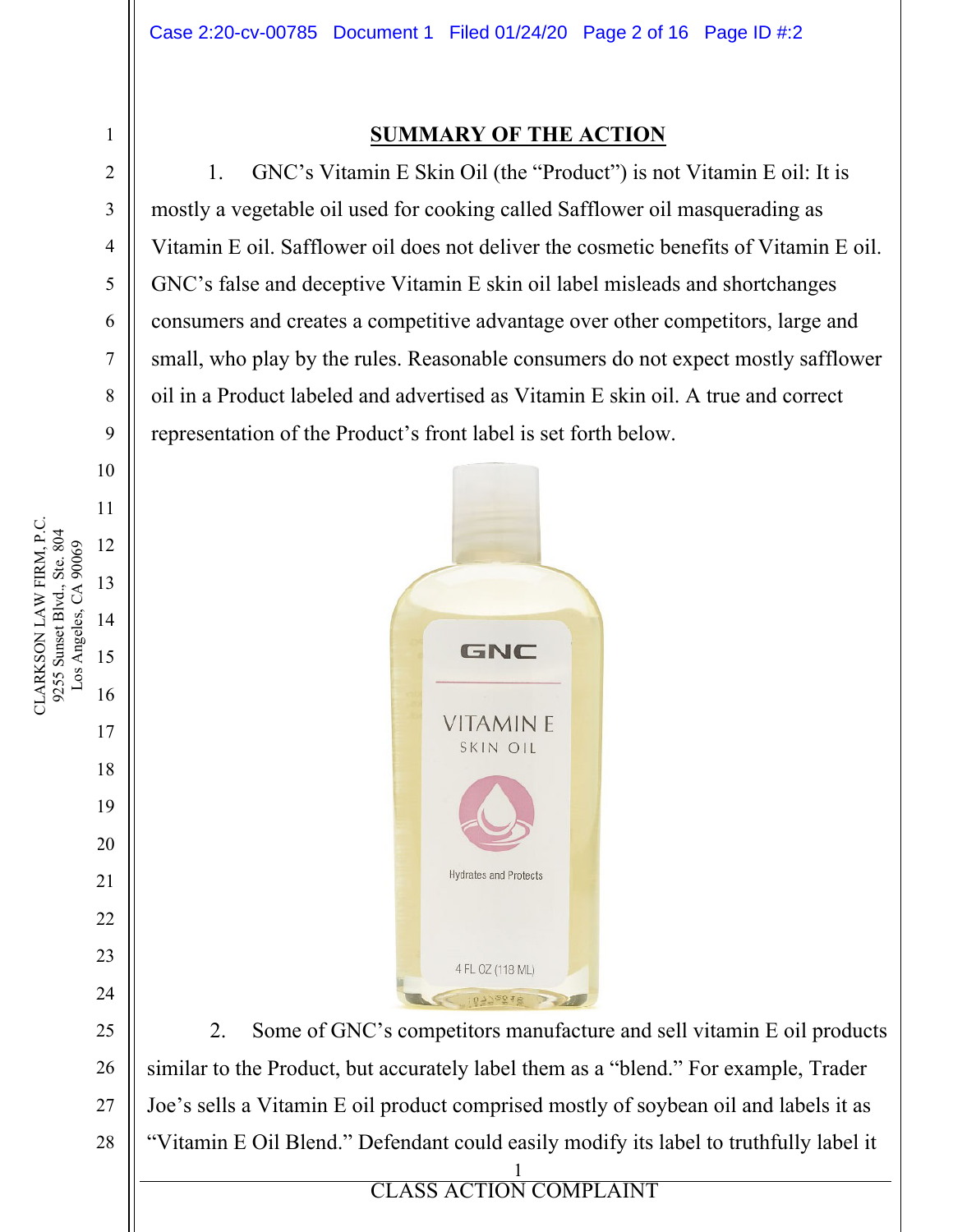## SUMMARY OF THE ACTION

1. GNC's Vitamin E Skin Oil (the "Product") is not Vitamin E oil: It is mostly a vegetable oil used for cooking called Safflower oil masquerading as Vitamin E oil. Safflower oil does not deliver the cosmetic benefits of Vitamin E oil. GNC's false and deceptive Vitamin E skin oil label misleads and shortchanges consumers and creates a competitive advantage over other competitors, large and small, who play by the rules. Reasonable consumers do not expect mostly safflower oil in a Product labeled and advertised as Vitamin E skin oil. A true and correct representation of the Product's front label is set forth below.

2. Some of GNC's competitors manufacture and sell vitamin E oil products similar to the Product, but accurately label them as a "blend." For example, Trader Joe's sells a Vitamin E oil product comprised mostly of soybean oil and labels it as "Vitamin E Oil Blend." Defendant could easily modify its label to truthfully label it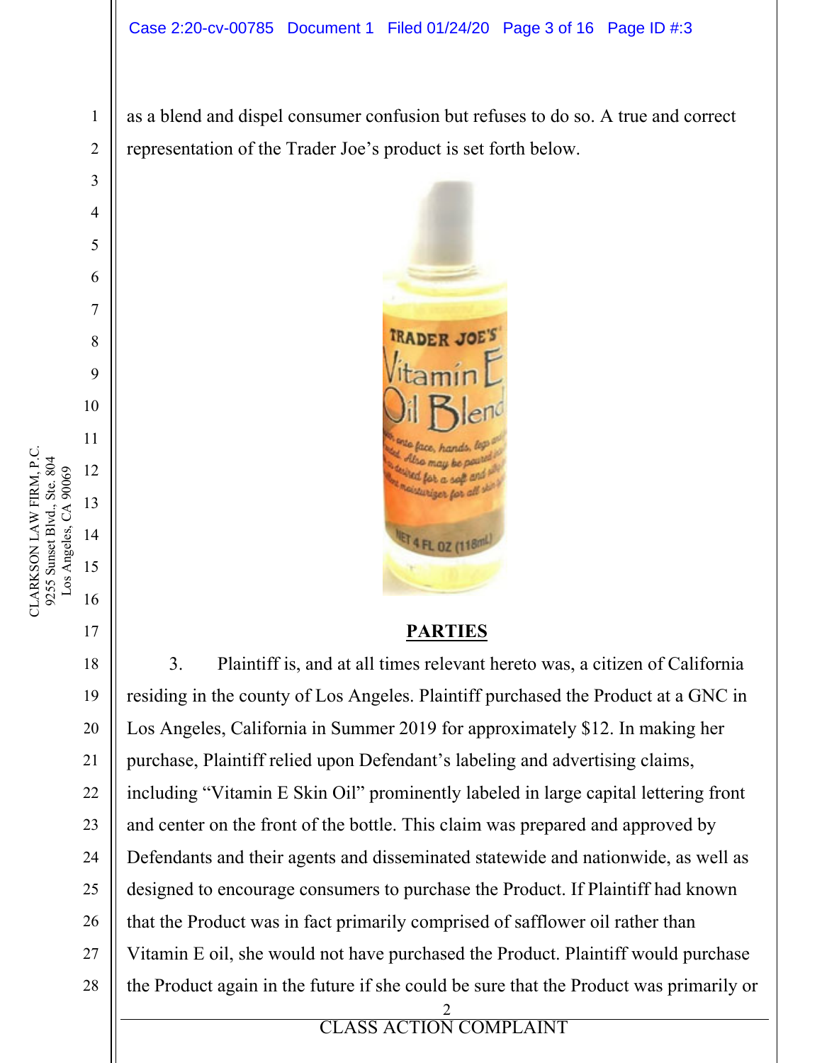as a blend and dispel consumer confusion but refuses to do so. A true and correct representation of the Trader Joe's product is set forth below.

## PARTIES

3. Plaintiff is, and at all times relevant hereto was, a citizen of California residing in the county of Los Angeles. Plaintiff purchased the Product at a GNC in Los Angeles, California in Summer 2019 for approximately $12. In making her purchase, Plaintiff relied upon Defendant's labeling and advertising claims, including "Vitamin E Skin Oil" prominently labeled in large capital lettering front and center on the front of the bottle. This claim was prepared and approved by Defendants and their agents and disseminated statewide and nationwide, as well as designed to encourage consumers to purchase the Product. If Plaintiff had known that the Product was in fact primarily comprised of safflower oil rather than Vitamin E oil, she would not have purchased the Product. Plaintiff would purchase the Product again in the future if she could be sure that the Product was primarily or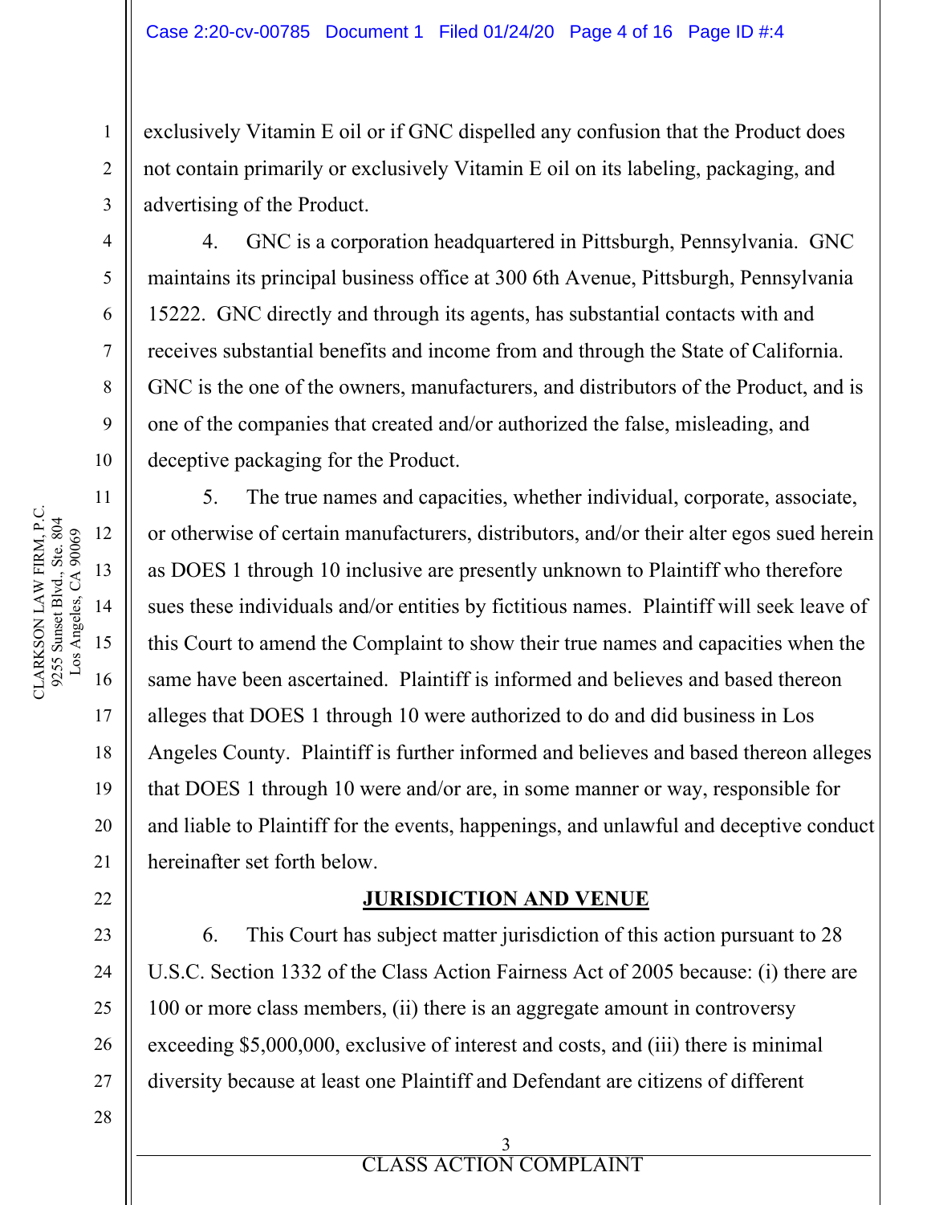exclusively Vitamin E oil or if GNC dispelled any confusion that the Product does not contain primarily or exclusively Vitamin E oil on its labeling, packaging, and advertising of the Product.

4. GNC is a corporation headquartered in Pittsburgh, Pennsylvania. GNC maintains its principal business office at 300 6th Avenue, Pittsburgh, Pennsylvania 15222. GNC directly and through its agents, has substantial contacts with and receives substantial benefits and income from and through the State of California. GNC is the one of the owners, manufacturers, and distributors of the Product, and is one of the companies that created and/or authorized the false, misleading, and deceptive packaging for the Product.

5. The true names and capacities, whether individual, corporate, associate, or otherwise of certain manufacturers, distributors, and/or their alter egos sued herein as DOES 1 through 10 inclusive are presently unknown to Plaintiff who therefore sues these individuals and/or entities by fictitious names. Plaintiff will seek leave of this Court to amend the Complaint to show their true names and capacities when the same have been ascertained. Plaintiff is informed and believes and based thereon alleges that DOES 1 through 10 were authorized to do and did business in Los Angeles County. Plaintiff is further informed and believes and based thereon alleges that DOES 1 through 10 were and/or are, in some manner or way, responsible for and liable to Plaintiff for the events, happenings, and unlawful and deceptive conduct hereinafter set forth below.

## JURISDICTION AND VENUE

6. This Court has subject matter jurisdiction of this action pursuant to 28 U.S.C. Section 1332 of the Class Action Fairness Act of 2005 because: (i) there are 100 or more class members, (ii) there is an aggregate amount in controversy exceeding $5,000,000, exclusive of interest and costs, and (iii) there is minimal diversity because at least one Plaintiff and Defendant are citizens of different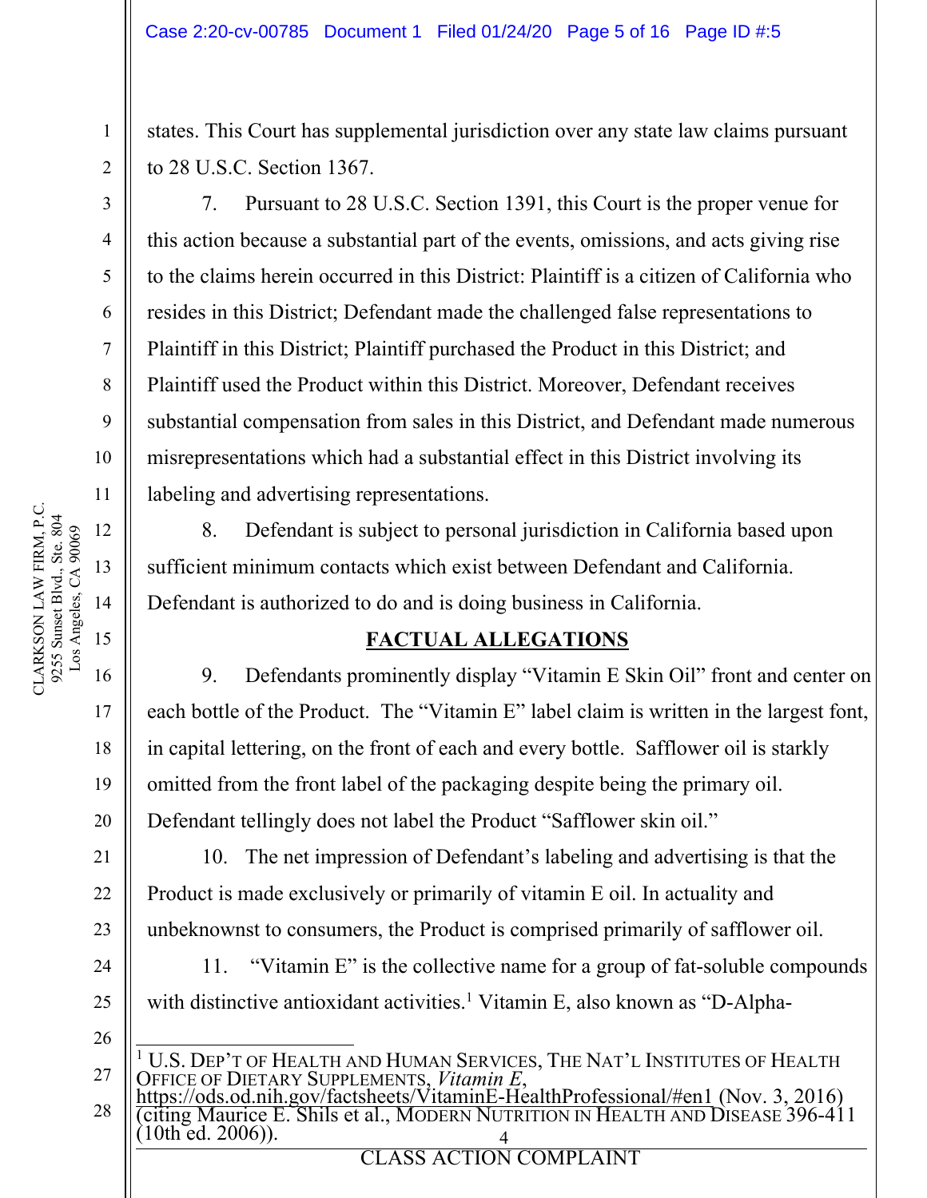states. This Court has supplemental jurisdiction over any state law claims pursuant to 28 U.S.C. Section 1367.

7. Pursuant to 28 U.S.C. Section 1391, this Court is the proper venue for this action because a substantial part of the events, omissions, and acts giving rise to the claims herein occurred in this District: Plaintiff is a citizen of California who resides in this District; Defendant made the challenged false representations to Plaintiff in this District; Plaintiff purchased the Product in this District; and Plaintiff used the Product within this District. Moreover, Defendant receives substantial compensation from sales in this District, and Defendant made numerous misrepresentations which had a substantial effect in this District involving its labeling and advertising representations.

8. Defendant is subject to personal jurisdiction in California based upon sufficient minimum contacts which exist between Defendant and California. Defendant is authorized to do and is doing business in California.

## FACTUAL ALLEGATIONS

9. Defendants prominently display "Vitamin E Skin Oil" front and center on each bottle of the Product. The "Vitamin E" label claim is written in the largest font, in capital lettering, on the front of each and every bottle. Safflower oil is starkly omitted from the front label of the packaging despite being the primary oil. Defendant tellingly does not label the Product "Safflower skin oil."

10. The net impression of Defendant's labeling and advertising is that the Product is made exclusively or primarily of vitamin E oil. In actuality and unbeknownst to consumers, the Product is comprised primarily of safflower oil.

11. "Vitamin E" is the collective name for a group of fat-soluble compounds with distinctive antioxidant activities.[1] Vitamin E, also known as "D-Alpha-

---

[1] U.S. DEP'T OF HEALTH AND HUMAN SERVICES, THE NAT'L INSTITUTES OF HEALTH OFFICE OF DIETARY SUPPLEMENTS, *Vitamin E*, https://ods.od.nih.gov/factsheets/VitaminE-HealthProfessional/#en1 (Nov. 3, 2016) (citing Maurice E. Shils et al., MODERN NUTRITION IN HEALTH AND DISEASE 396-411 (10th ed. 2006)).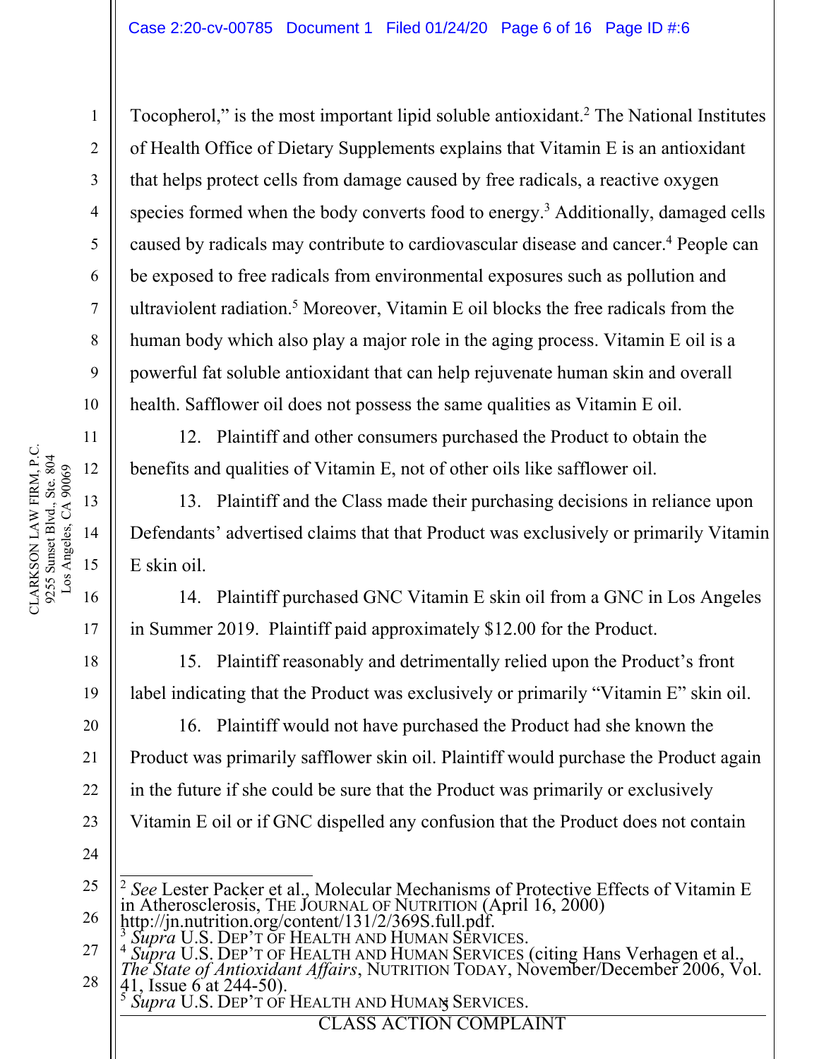Tocopherol," is the most important lipid soluble antioxidant.[2] The National Institutes of Health Office of Dietary Supplements explains that Vitamin E is an antioxidant that helps protect cells from damage caused by free radicals, a reactive oxygen species formed when the body converts food to energy.[3] Additionally, damaged cells caused by radicals may contribute to cardiovascular disease and cancer.[4] People can be exposed to free radicals from environmental exposures such as pollution and ultraviolent radiation.[5] Moreover, Vitamin E oil blocks the free radicals from the human body which also play a major role in the aging process. Vitamin E oil is a powerful fat soluble antioxidant that can help rejuvenate human skin and overall health. Safflower oil does not possess the same qualities as Vitamin E oil.

12. Plaintiff and other consumers purchased the Product to obtain the benefits and qualities of Vitamin E, not of other oils like safflower oil.

13. Plaintiff and the Class made their purchasing decisions in reliance upon Defendants' advertised claims that that Product was exclusively or primarily Vitamin E skin oil.

14. Plaintiff purchased GNC Vitamin E skin oil from a GNC in Los Angeles in Summer 2019. Plaintiff paid approximately $12.00 for the Product.

15. Plaintiff reasonably and detrimentally relied upon the Product's front label indicating that the Product was exclusively or primarily "Vitamin E" skin oil.

16. Plaintiff would not have purchased the Product had she known the Product was primarily safflower skin oil. Plaintiff would purchase the Product again in the future if she could be sure that the Product was primarily or exclusively Vitamin E oil or if GNC dispelled any confusion that the Product does not contain

---

[2] *See* Lester Packer et al., Molecular Mechanisms of Protective Effects of Vitamin E in Atherosclerosis, THE JOURNAL OF NUTRITION (April 16, 2000) http://jn.nutrition.org/content/131/2/369S.full.pdf.

[3] *Supra* U.S. DEP'T OF HEALTH AND HUMAN SERVICES.

[4] *Supra* U.S. DEP'T OF HEALTH AND HUMAN SERVICES (citing Hans Verhagen et al., *The State of Antioxidant Affairs*, NUTRITION TODAY, November/December 2006, Vol. 41, Issue 6 at 244-50).

[5] *Supra* U.S. DEP'T OF HEALTH AND HUMAN SERVICES.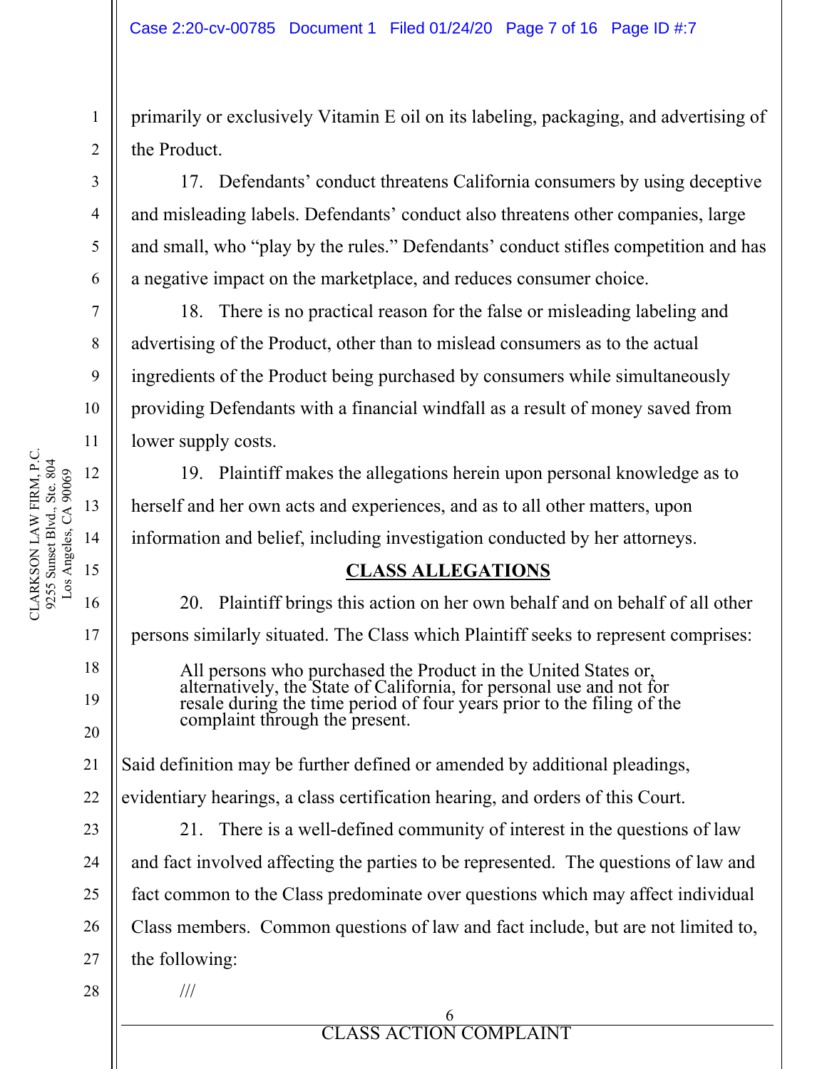primarily or exclusively Vitamin E oil on its labeling, packaging, and advertising of the Product.

17. Defendants' conduct threatens California consumers by using deceptive and misleading labels. Defendants' conduct also threatens other companies, large and small, who "play by the rules." Defendants' conduct stifles competition and has a negative impact on the marketplace, and reduces consumer choice.

18. There is no practical reason for the false or misleading labeling and advertising of the Product, other than to mislead consumers as to the actual ingredients of the Product being purchased by consumers while simultaneously providing Defendants with a financial windfall as a result of money saved from lower supply costs.

19. Plaintiff makes the allegations herein upon personal knowledge as to herself and her own acts and experiences, and as to all other matters, upon information and belief, including investigation conducted by her attorneys.

## CLASS ALLEGATIONS

20. Plaintiff brings this action on her own behalf and on behalf of all other persons similarly situated. The Class which Plaintiff seeks to represent comprises:

> All persons who purchased the Product in the United States or, alternatively, the State of California, for personal use and not for resale during the time period of four years prior to the filing of the complaint through the present.

Said definition may be further defined or amended by additional pleadings, evidentiary hearings, a class certification hearing, and orders of this Court.

21. There is a well-defined community of interest in the questions of law and fact involved affecting the parties to be represented. The questions of law and fact common to the Class predominate over questions which may affect individual Class members. Common questions of law and fact include, but are not limited to, the following:

///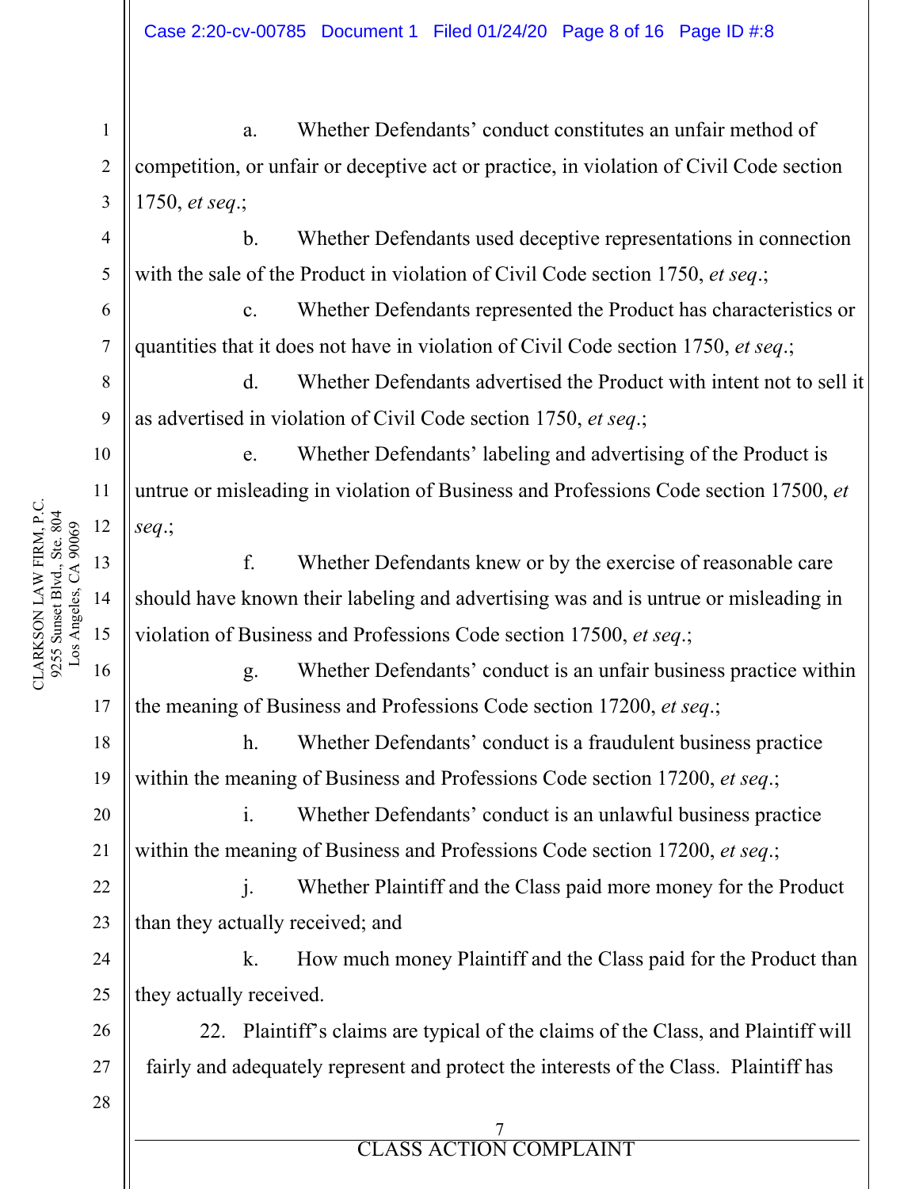a. Whether Defendants' conduct constitutes an unfair method of competition, or unfair or deceptive act or practice, in violation of Civil Code section 1750, *et seq*.;

b. Whether Defendants used deceptive representations in connection with the sale of the Product in violation of Civil Code section 1750, *et seq*.;

c. Whether Defendants represented the Product has characteristics or quantities that it does not have in violation of Civil Code section 1750, *et seq*.;

d. Whether Defendants advertised the Product with intent not to sell it as advertised in violation of Civil Code section 1750, *et seq*.;

e. Whether Defendants' labeling and advertising of the Product is untrue or misleading in violation of Business and Professions Code section 17500, *et seq*.;

f. Whether Defendants knew or by the exercise of reasonable care should have known their labeling and advertising was and is untrue or misleading in violation of Business and Professions Code section 17500, *et seq*.;

g. Whether Defendants' conduct is an unfair business practice within the meaning of Business and Professions Code section 17200, *et seq*.;

h. Whether Defendants' conduct is a fraudulent business practice within the meaning of Business and Professions Code section 17200, *et seq*.;

i. Whether Defendants' conduct is an unlawful business practice within the meaning of Business and Professions Code section 17200, *et seq*.;

j. Whether Plaintiff and the Class paid more money for the Product than they actually received; and

k. How much money Plaintiff and the Class paid for the Product than they actually received.

22. Plaintiff's claims are typical of the claims of the Class, and Plaintiff will fairly and adequately represent and protect the interests of the Class. Plaintiff has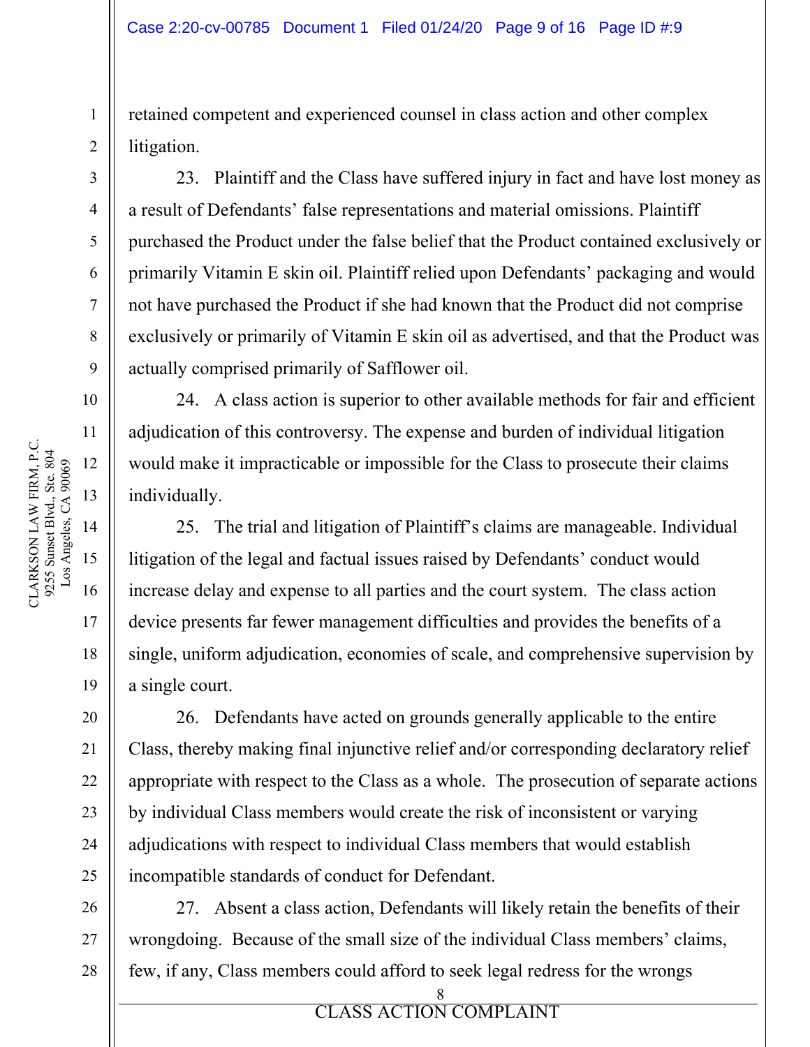retained competent and experienced counsel in class action and other complex litigation.

23. Plaintiff and the Class have suffered injury in fact and have lost money as a result of Defendants' false representations and material omissions. Plaintiff purchased the Product under the false belief that the Product contained exclusively or primarily Vitamin E skin oil. Plaintiff relied upon Defendants' packaging and would not have purchased the Product if she had known that the Product did not comprise exclusively or primarily of Vitamin E skin oil as advertised, and that the Product was actually comprised primarily of Safflower oil.

24. A class action is superior to other available methods for fair and efficient adjudication of this controversy. The expense and burden of individual litigation would make it impracticable or impossible for the Class to prosecute their claims individually.

25. The trial and litigation of Plaintiff's claims are manageable. Individual litigation of the legal and factual issues raised by Defendants' conduct would increase delay and expense to all parties and the court system. The class action device presents far fewer management difficulties and provides the benefits of a single, uniform adjudication, economies of scale, and comprehensive supervision by a single court.

26. Defendants have acted on grounds generally applicable to the entire Class, thereby making final injunctive relief and/or corresponding declaratory relief appropriate with respect to the Class as a whole. The prosecution of separate actions by individual Class members would create the risk of inconsistent or varying adjudications with respect to individual Class members that would establish incompatible standards of conduct for Defendant.

27. Absent a class action, Defendants will likely retain the benefits of their wrongdoing. Because of the small size of the individual Class members' claims, few, if any, Class members could afford to seek legal redress for the wrongs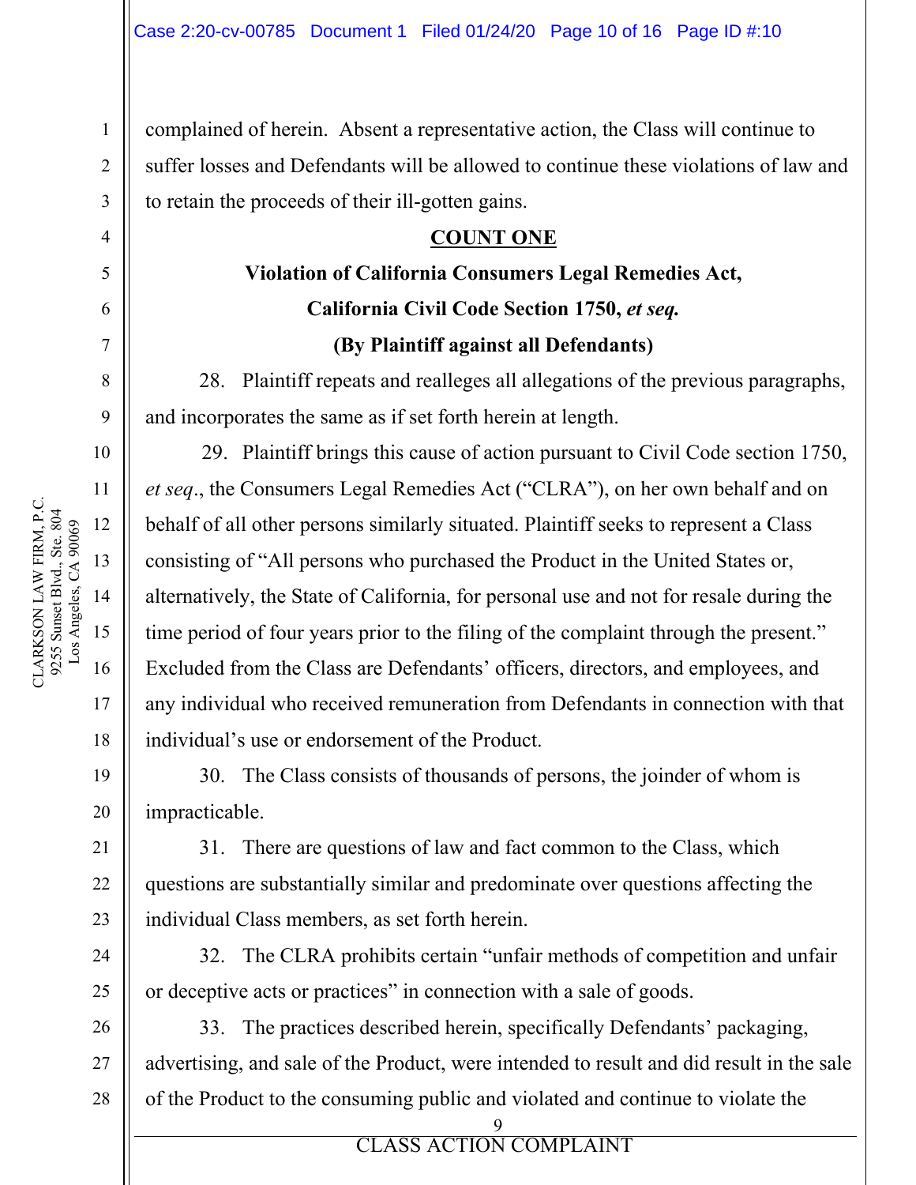complained of herein. Absent a representative action, the Class will continue to suffer losses and Defendants will be allowed to continue these violations of law and to retain the proceeds of their ill-gotten gains.

**COUNT ONE**

**Violation of California Consumers Legal Remedies Act,**

**California Civil Code Section 1750, *et seq.***

**(By Plaintiff against all Defendants)**

28. Plaintiff repeats and realleges all allegations of the previous paragraphs, and incorporates the same as if set forth herein at length.

29. Plaintiff brings this cause of action pursuant to Civil Code section 1750, *et seq*., the Consumers Legal Remedies Act ("CLRA"), on her own behalf and on behalf of all other persons similarly situated. Plaintiff seeks to represent a Class consisting of "All persons who purchased the Product in the United States or, alternatively, the State of California, for personal use and not for resale during the time period of four years prior to the filing of the complaint through the present." Excluded from the Class are Defendants' officers, directors, and employees, and any individual who received remuneration from Defendants in connection with that individual's use or endorsement of the Product.

30. The Class consists of thousands of persons, the joinder of whom is impracticable.

31. There are questions of law and fact common to the Class, which questions are substantially similar and predominate over questions affecting the individual Class members, as set forth herein.

32. The CLRA prohibits certain "unfair methods of competition and unfair or deceptive acts or practices" in connection with a sale of goods.

33. The practices described herein, specifically Defendants' packaging, advertising, and sale of the Product, were intended to result and did result in the sale of the Product to the consuming public and violated and continue to violate the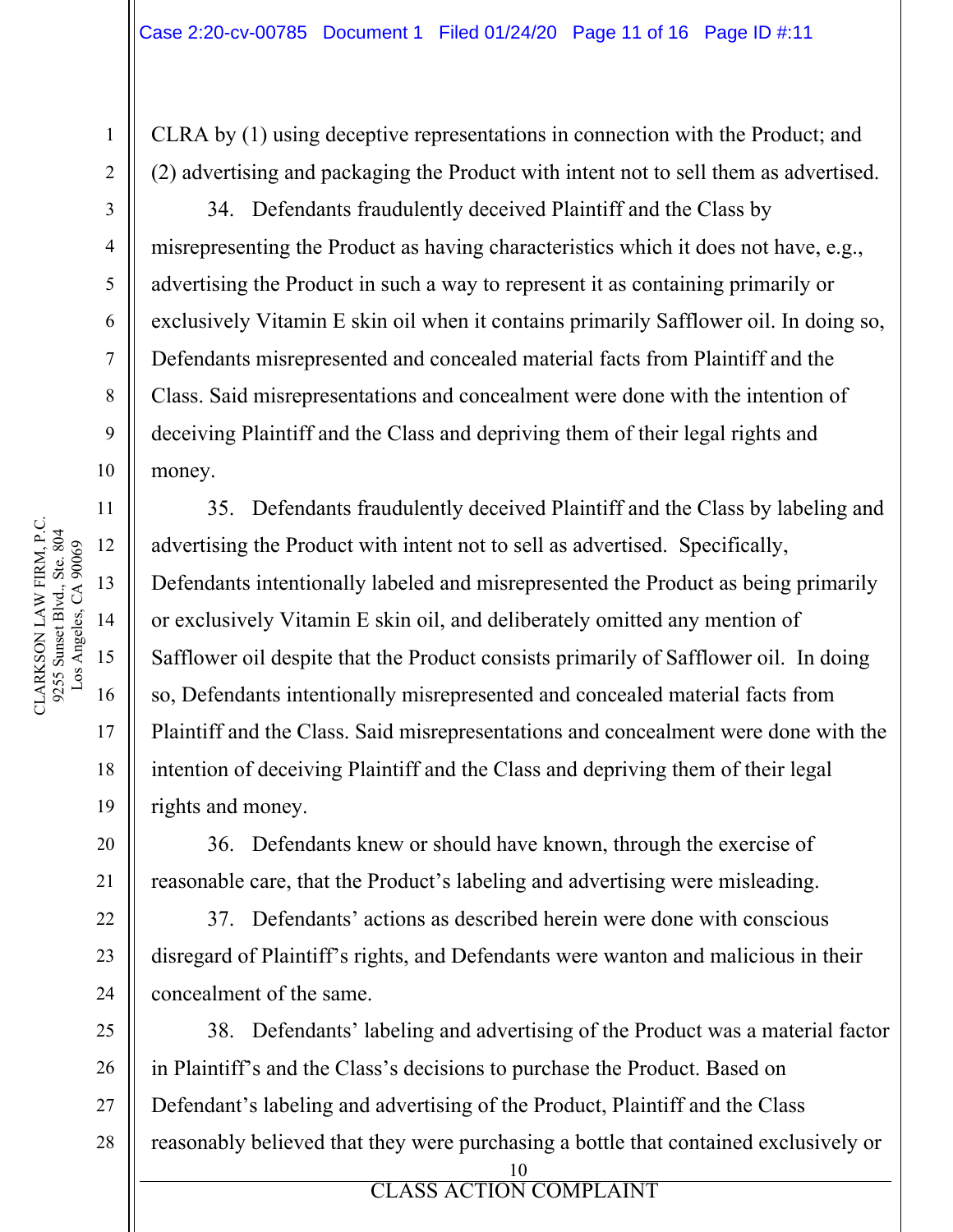CLRA by (1) using deceptive representations in connection with the Product; and (2) advertising and packaging the Product with intent not to sell them as advertised.

34. Defendants fraudulently deceived Plaintiff and the Class by misrepresenting the Product as having characteristics which it does not have, e.g., advertising the Product in such a way to represent it as containing primarily or exclusively Vitamin E skin oil when it contains primarily Safflower oil. In doing so, Defendants misrepresented and concealed material facts from Plaintiff and the Class. Said misrepresentations and concealment were done with the intention of deceiving Plaintiff and the Class and depriving them of their legal rights and money.

35. Defendants fraudulently deceived Plaintiff and the Class by labeling and advertising the Product with intent not to sell as advertised. Specifically, Defendants intentionally labeled and misrepresented the Product as being primarily or exclusively Vitamin E skin oil, and deliberately omitted any mention of Safflower oil despite that the Product consists primarily of Safflower oil. In doing so, Defendants intentionally misrepresented and concealed material facts from Plaintiff and the Class. Said misrepresentations and concealment were done with the intention of deceiving Plaintiff and the Class and depriving them of their legal rights and money.

36. Defendants knew or should have known, through the exercise of reasonable care, that the Product's labeling and advertising were misleading.

37. Defendants' actions as described herein were done with conscious disregard of Plaintiff's rights, and Defendants were wanton and malicious in their concealment of the same.

38. Defendants' labeling and advertising of the Product was a material factor in Plaintiff's and the Class's decisions to purchase the Product. Based on Defendant's labeling and advertising of the Product, Plaintiff and the Class reasonably believed that they were purchasing a bottle that contained exclusively or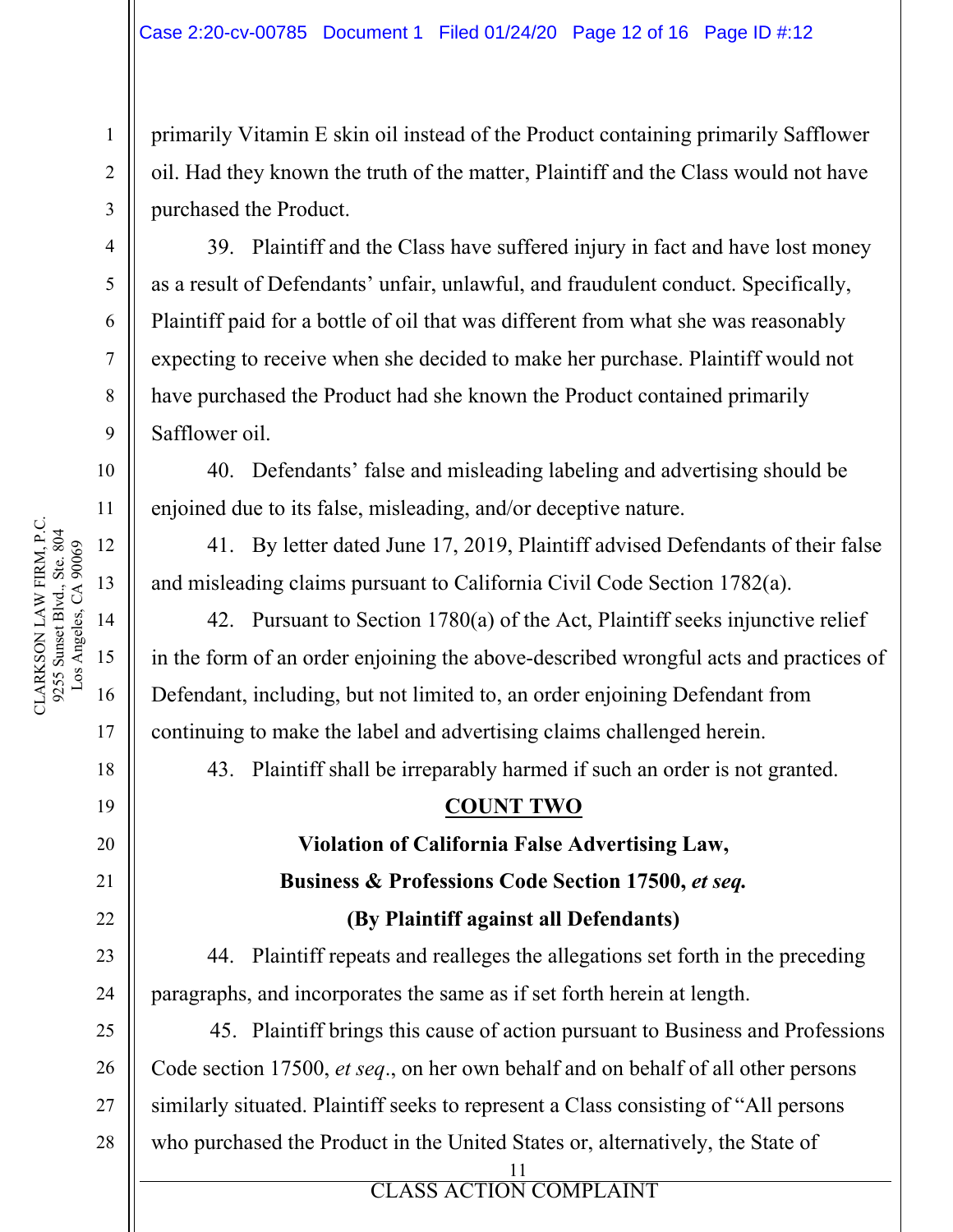primarily Vitamin E skin oil instead of the Product containing primarily Safflower oil. Had they known the truth of the matter, Plaintiff and the Class would not have purchased the Product.

39. Plaintiff and the Class have suffered injury in fact and have lost money as a result of Defendants' unfair, unlawful, and fraudulent conduct. Specifically, Plaintiff paid for a bottle of oil that was different from what she was reasonably expecting to receive when she decided to make her purchase. Plaintiff would not have purchased the Product had she known the Product contained primarily Safflower oil.

40. Defendants' false and misleading labeling and advertising should be enjoined due to its false, misleading, and/or deceptive nature.

41. By letter dated June 17, 2019, Plaintiff advised Defendants of their false and misleading claims pursuant to California Civil Code Section 1782(a).

42. Pursuant to Section 1780(a) of the Act, Plaintiff seeks injunctive relief in the form of an order enjoining the above-described wrongful acts and practices of Defendant, including, but not limited to, an order enjoining Defendant from continuing to make the label and advertising claims challenged herein.

43. Plaintiff shall be irreparably harmed if such an order is not granted.

**COUNT TWO**

**Violation of California False Advertising Law,**

**Business & Professions Code Section 17500, *et seq.***

**(By Plaintiff against all Defendants)**

44. Plaintiff repeats and realleges the allegations set forth in the preceding paragraphs, and incorporates the same as if set forth herein at length.

45. Plaintiff brings this cause of action pursuant to Business and Professions Code section 17500, *et seq*., on her own behalf and on behalf of all other persons similarly situated. Plaintiff seeks to represent a Class consisting of "All persons who purchased the Product in the United States or, alternatively, the State of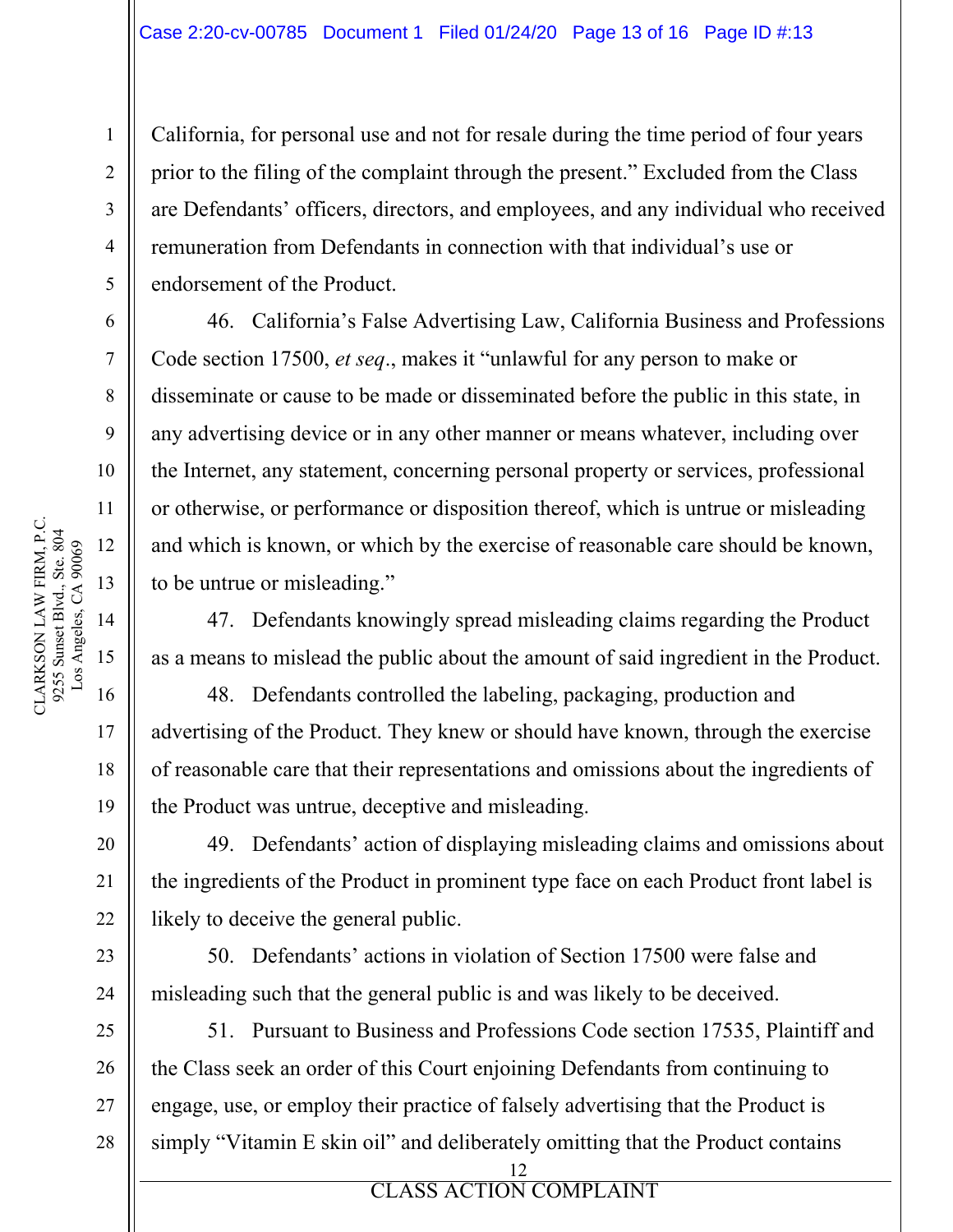California, for personal use and not for resale during the time period of four years prior to the filing of the complaint through the present." Excluded from the Class are Defendants' officers, directors, and employees, and any individual who received remuneration from Defendants in connection with that individual's use or endorsement of the Product.

46. California's False Advertising Law, California Business and Professions Code section 17500, *et seq*., makes it "unlawful for any person to make or disseminate or cause to be made or disseminated before the public in this state, in any advertising device or in any other manner or means whatever, including over the Internet, any statement, concerning personal property or services, professional or otherwise, or performance or disposition thereof, which is untrue or misleading and which is known, or which by the exercise of reasonable care should be known, to be untrue or misleading."

47. Defendants knowingly spread misleading claims regarding the Product as a means to mislead the public about the amount of said ingredient in the Product.

48. Defendants controlled the labeling, packaging, production and advertising of the Product. They knew or should have known, through the exercise of reasonable care that their representations and omissions about the ingredients of the Product was untrue, deceptive and misleading.

49. Defendants' action of displaying misleading claims and omissions about the ingredients of the Product in prominent type face on each Product front label is likely to deceive the general public.

50. Defendants' actions in violation of Section 17500 were false and misleading such that the general public is and was likely to be deceived.

51. Pursuant to Business and Professions Code section 17535, Plaintiff and the Class seek an order of this Court enjoining Defendants from continuing to engage, use, or employ their practice of falsely advertising that the Product is simply "Vitamin E skin oil" and deliberately omitting that the Product contains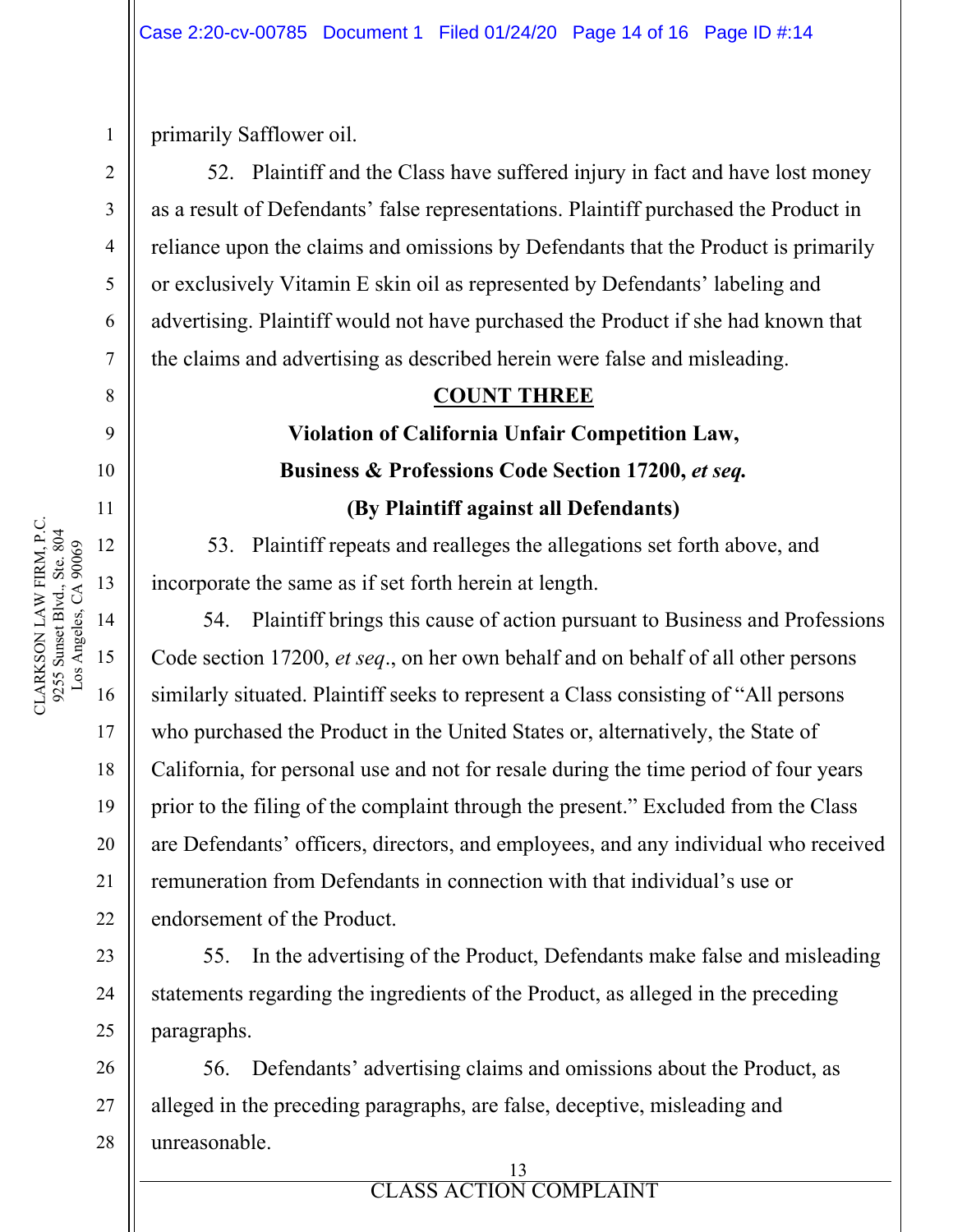primarily Safflower oil.

52. Plaintiff and the Class have suffered injury in fact and have lost money as a result of Defendants' false representations. Plaintiff purchased the Product in reliance upon the claims and omissions by Defendants that the Product is primarily or exclusively Vitamin E skin oil as represented by Defendants' labeling and advertising. Plaintiff would not have purchased the Product if she had known that the claims and advertising as described herein were false and misleading.

**COUNT THREE**

**Violation of California Unfair Competition Law,**

**Business & Professions Code Section 17200, *et seq.***

**(By Plaintiff against all Defendants)**

53. Plaintiff repeats and realleges the allegations set forth above, and incorporate the same as if set forth herein at length.

54. Plaintiff brings this cause of action pursuant to Business and Professions Code section 17200, *et seq*., on her own behalf and on behalf of all other persons similarly situated. Plaintiff seeks to represent a Class consisting of "All persons who purchased the Product in the United States or, alternatively, the State of California, for personal use and not for resale during the time period of four years prior to the filing of the complaint through the present." Excluded from the Class are Defendants' officers, directors, and employees, and any individual who received remuneration from Defendants in connection with that individual's use or endorsement of the Product.

55. In the advertising of the Product, Defendants make false and misleading statements regarding the ingredients of the Product, as alleged in the preceding paragraphs.

56. Defendants' advertising claims and omissions about the Product, as alleged in the preceding paragraphs, are false, deceptive, misleading and unreasonable.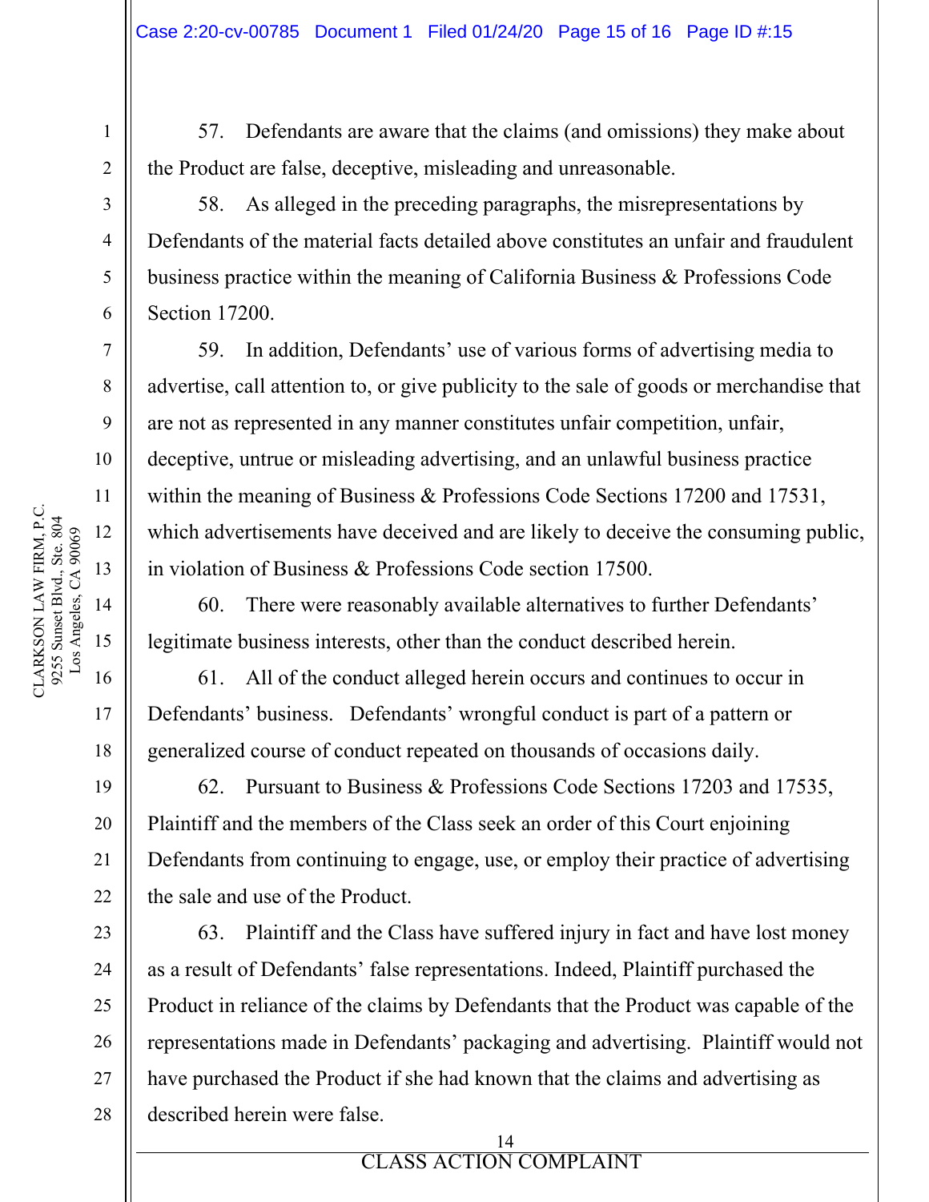57. Defendants are aware that the claims (and omissions) they make about the Product are false, deceptive, misleading and unreasonable.

58. As alleged in the preceding paragraphs, the misrepresentations by Defendants of the material facts detailed above constitutes an unfair and fraudulent business practice within the meaning of California Business & Professions Code Section 17200.

59. In addition, Defendants' use of various forms of advertising media to advertise, call attention to, or give publicity to the sale of goods or merchandise that are not as represented in any manner constitutes unfair competition, unfair, deceptive, untrue or misleading advertising, and an unlawful business practice within the meaning of Business & Professions Code Sections 17200 and 17531, which advertisements have deceived and are likely to deceive the consuming public, in violation of Business & Professions Code section 17500.

60. There were reasonably available alternatives to further Defendants' legitimate business interests, other than the conduct described herein.

61. All of the conduct alleged herein occurs and continues to occur in Defendants' business. Defendants' wrongful conduct is part of a pattern or generalized course of conduct repeated on thousands of occasions daily.

62. Pursuant to Business & Professions Code Sections 17203 and 17535, Plaintiff and the members of the Class seek an order of this Court enjoining Defendants from continuing to engage, use, or employ their practice of advertising the sale and use of the Product.

63. Plaintiff and the Class have suffered injury in fact and have lost money as a result of Defendants' false representations. Indeed, Plaintiff purchased the Product in reliance of the claims by Defendants that the Product was capable of the representations made in Defendants' packaging and advertising. Plaintiff would not have purchased the Product if she had known that the claims and advertising as described herein were false.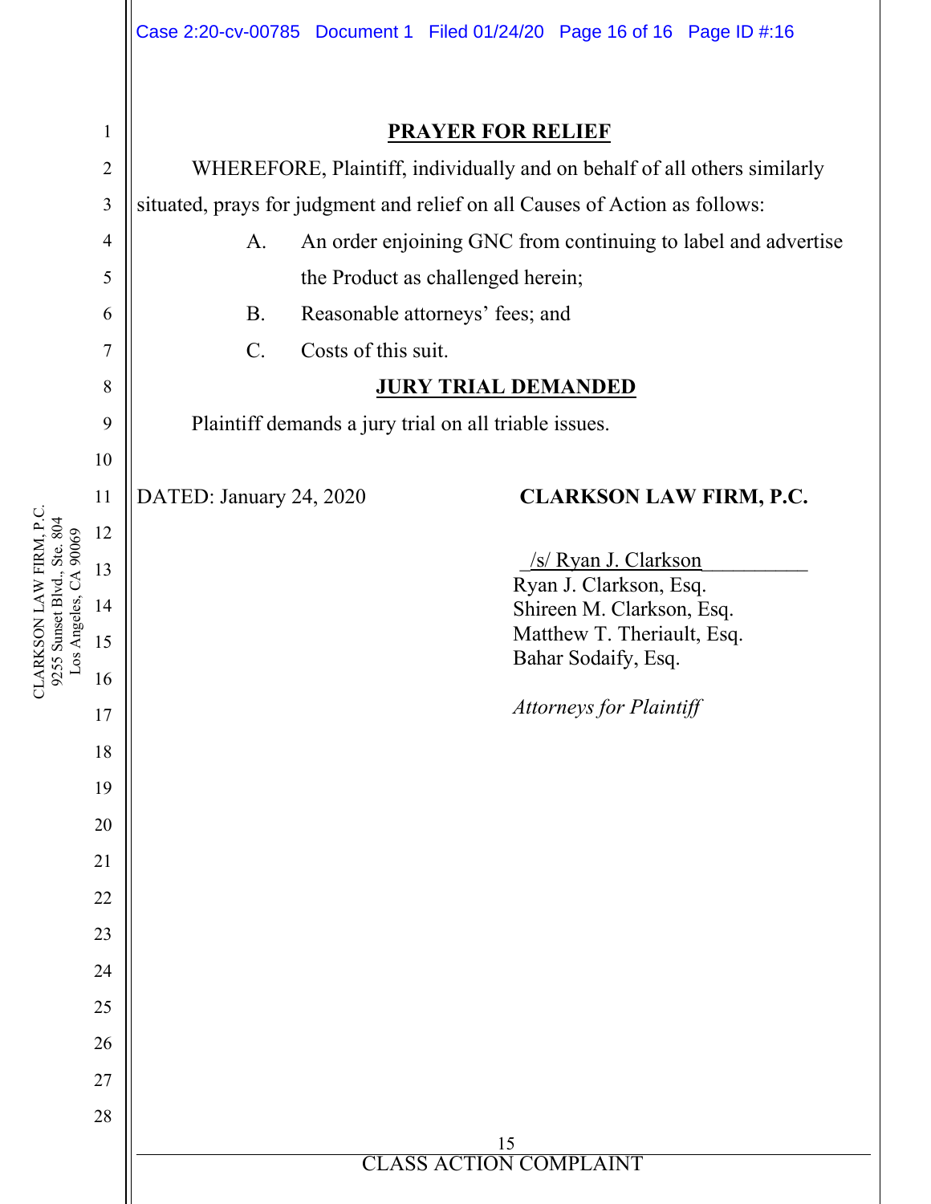## PRAYER FOR RELIEF

WHEREFORE, Plaintiff, individually and on behalf of all others similarly situated, prays for judgment and relief on all Causes of Action as follows:

A. An order enjoining GNC from continuing to label and advertise the Product as challenged herein;

B. Reasonable attorneys' fees; and

C. Costs of this suit.

## JURY TRIAL DEMANDED

Plaintiff demands a jury trial on all triable issues.

DATED: January 24, 2020

**CLARKSON LAW FIRM, P.C.**

/s/ Ryan J. Clarkson
Ryan J. Clarkson, Esq.
Shireen M. Clarkson, Esq.
Matthew T. Theriault, Esq.
Bahar Sodaify, Esq.

*Attorneys for Plaintiff*